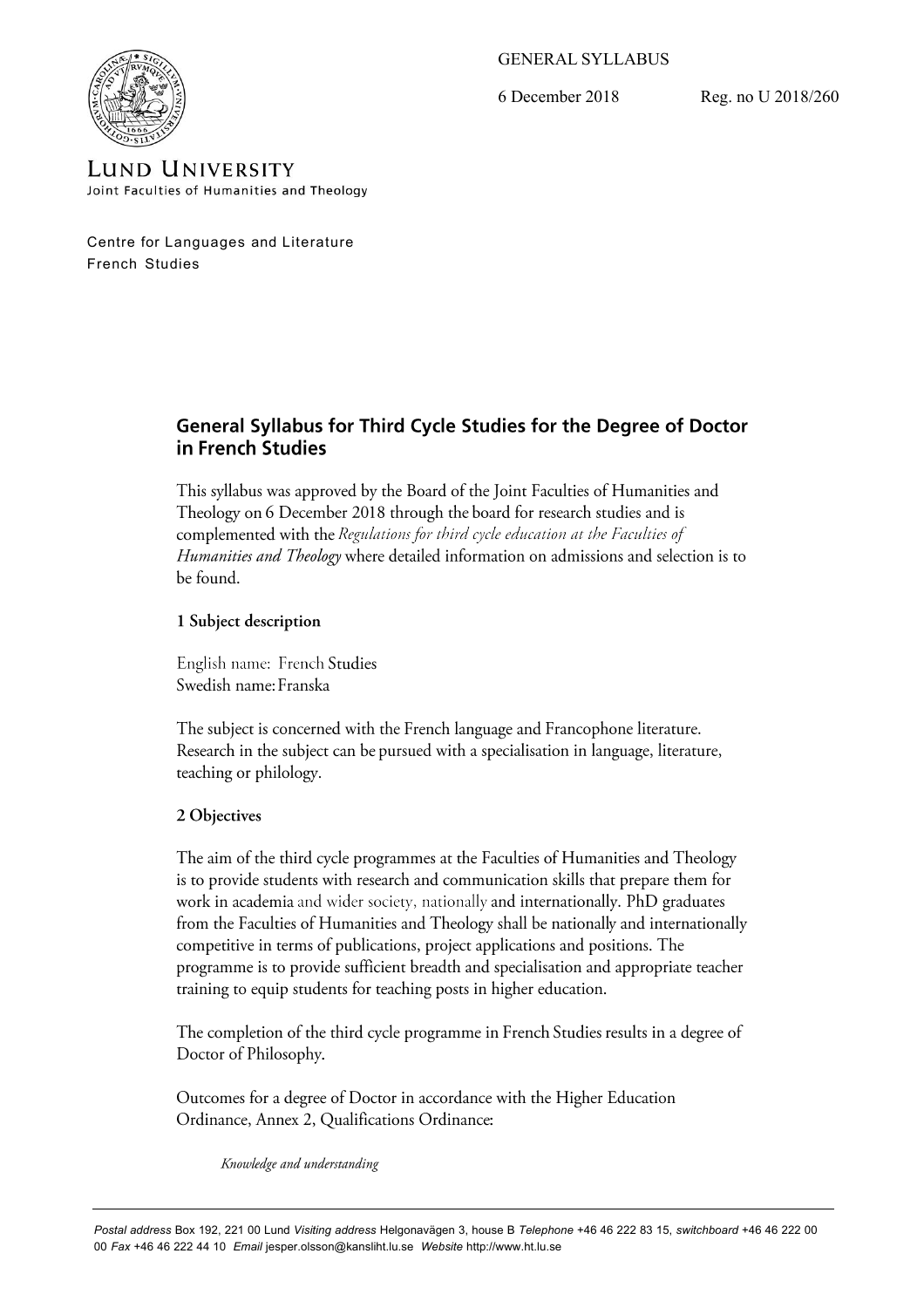GENERAL SYLLABUS

6 December 2018 Reg. no U 2018/260

LUND UNIVERSITY
Joint Faculties of Humanities and Theology

Centre for Languages and Literature
French Studies

# General Syllabus for Third Cycle Studies for the Degree of Doctor in French Studies

This syllabus was approved by the Board of the Joint Faculties of Humanities and Theology on 6 December 2018 through the board for research studies and is complemented with the *Regulations for third cycle education at the Faculties of Humanities and Theology* where detailed information on admissions and selection is to be found.

## 1 Subject description

English name: French Studies
Swedish name: Franska

The subject is concerned with the French language and Francophone literature. Research in the subject can be pursued with a specialisation in language, literature, teaching or philology.

## 2 Objectives

The aim of the third cycle programmes at the Faculties of Humanities and Theology is to provide students with research and communication skills that prepare them for work in academia and wider society, nationally and internationally. PhD graduates from the Faculties of Humanities and Theology shall be nationally and internationally competitive in terms of publications, project applications and positions. The programme is to provide sufficient breadth and specialisation and appropriate teacher training to equip students for teaching posts in higher education.

The completion of the third cycle programme in French Studies results in a degree of Doctor of Philosophy.

Outcomes for a degree of Doctor in accordance with the Higher Education Ordinance, Annex 2, Qualifications Ordinance:

*Knowledge and understanding*

*Postal address* Box 192, 221 00 Lund *Visiting address* Helgonavägen 3, house B *Telephone* +46 46 222 83 15, *switchboard* +46 46 222 00 00 *Fax* +46 46 222 44 10 *Email* jesper.olsson@kansliht.lu.se *Website* http://www.ht.lu.se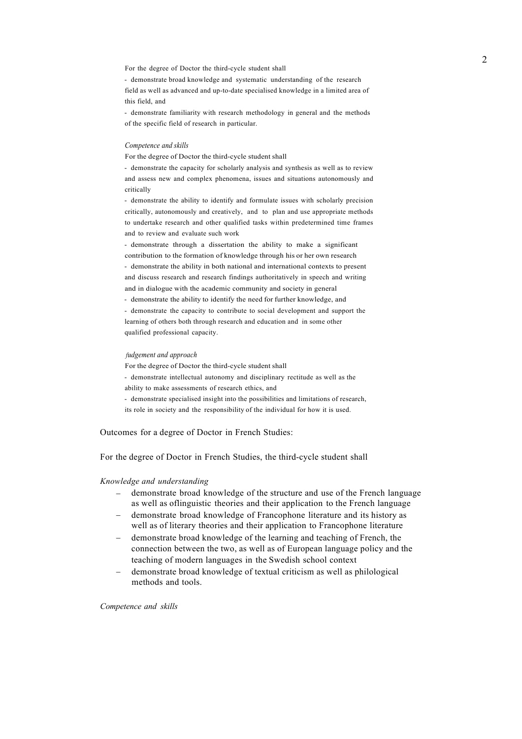For the degree of Doctor the third-cycle student shall

- demonstrate broad knowledge and systematic understanding of the research field as well as advanced and up-to-date specialised knowledge in a limited area of this field, and
- demonstrate familiarity with research methodology in general and the methods of the specific field of research in particular.

*Competence and skills*

For the degree of Doctor the third-cycle student shall

- demonstrate the capacity for scholarly analysis and synthesis as well as to review and assess new and complex phenomena, issues and situations autonomously and critically
- demonstrate the ability to identify and formulate issues with scholarly precision critically, autonomously and creatively, and to plan and use appropriate methods to undertake research and other qualified tasks within predetermined time frames and to review and evaluate such work
- demonstrate through a dissertation the ability to make a significant contribution to the formation of knowledge through his or her own research
- demonstrate the ability in both national and international contexts to present and discuss research and research findings authoritatively in speech and writing and in dialogue with the academic community and society in general
- demonstrate the ability to identify the need for further knowledge, and
- demonstrate the capacity to contribute to social development and support the learning of others both through research and education and in some other qualified professional capacity.

*Judgement and approach*

For the degree of Doctor the third-cycle student shall

- demonstrate intellectual autonomy and disciplinary rectitude as well as the ability to make assessments of research ethics, and
- demonstrate specialised insight into the possibilities and limitations of research, its role in society and the responsibility of the individual for how it is used.

Outcomes for a degree of Doctor in French Studies:

For the degree of Doctor in French Studies, the third-cycle student shall

*Knowledge and understanding*

- demonstrate broad knowledge of the structure and use of the French language as well as oflinguistic theories and their application to the French language
- demonstrate broad knowledge of Francophone literature and its history as well as of literary theories and their application to Francophone literature
- demonstrate broad knowledge of the learning and teaching of French, the connection between the two, as well as of European language policy and the teaching of modern languages in the Swedish school context
- demonstrate broad knowledge of textual criticism as well as philological methods and tools.

*Competence and skills*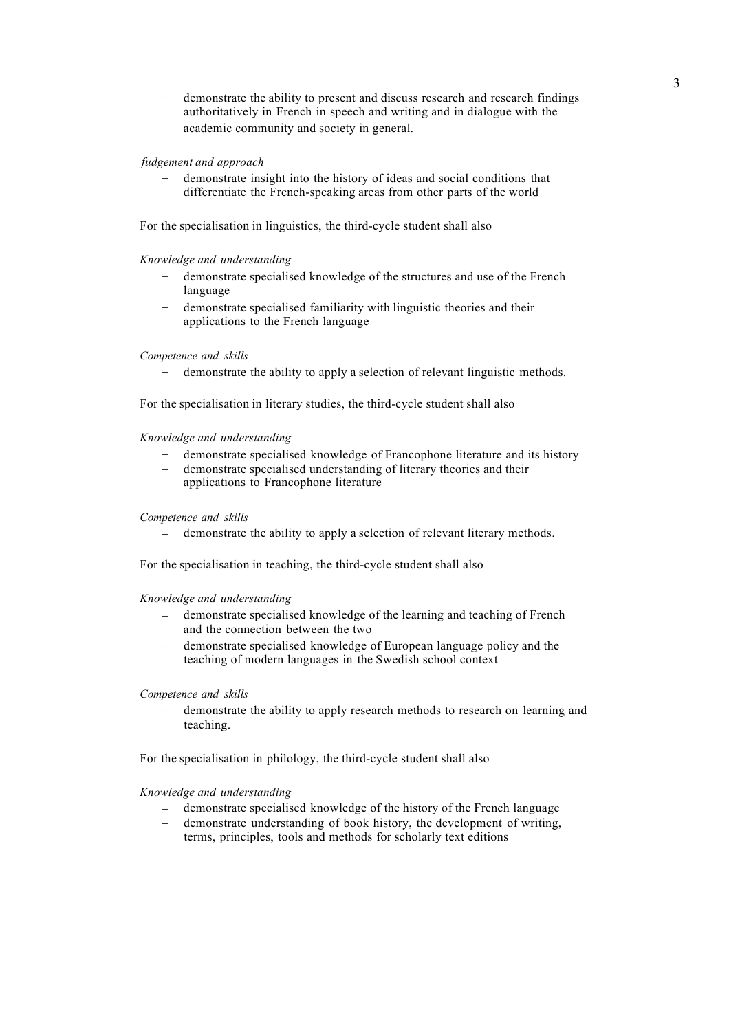- demonstrate the ability to present and discuss research and research findings authoritatively in French in speech and writing and in dialogue with the academic community and society in general.

*Judgement and approach*

- demonstrate insight into the history of ideas and social conditions that differentiate the French-speaking areas from other parts of the world

For the specialisation in linguistics, the third-cycle student shall also

*Knowledge and understanding*

- demonstrate specialised knowledge of the structures and use of the French language
- demonstrate specialised familiarity with linguistic theories and their applications to the French language

*Competence and skills*

- demonstrate the ability to apply a selection of relevant linguistic methods.

For the specialisation in literary studies, the third-cycle student shall also

*Knowledge and understanding*

- demonstrate specialised knowledge of Francophone literature and its history
- demonstrate specialised understanding of literary theories and their applications to Francophone literature

*Competence and skills*

- demonstrate the ability to apply a selection of relevant literary methods.

For the specialisation in teaching, the third-cycle student shall also

*Knowledge and understanding*

- demonstrate specialised knowledge of the learning and teaching of French and the connection between the two
- demonstrate specialised knowledge of European language policy and the teaching of modern languages in the Swedish school context

*Competence and skills*

- demonstrate the ability to apply research methods to research on learning and teaching.

For the specialisation in philology, the third-cycle student shall also

*Knowledge and understanding*

- demonstrate specialised knowledge of the history of the French language
- demonstrate understanding of book history, the development of writing, terms, principles, tools and methods for scholarly text editions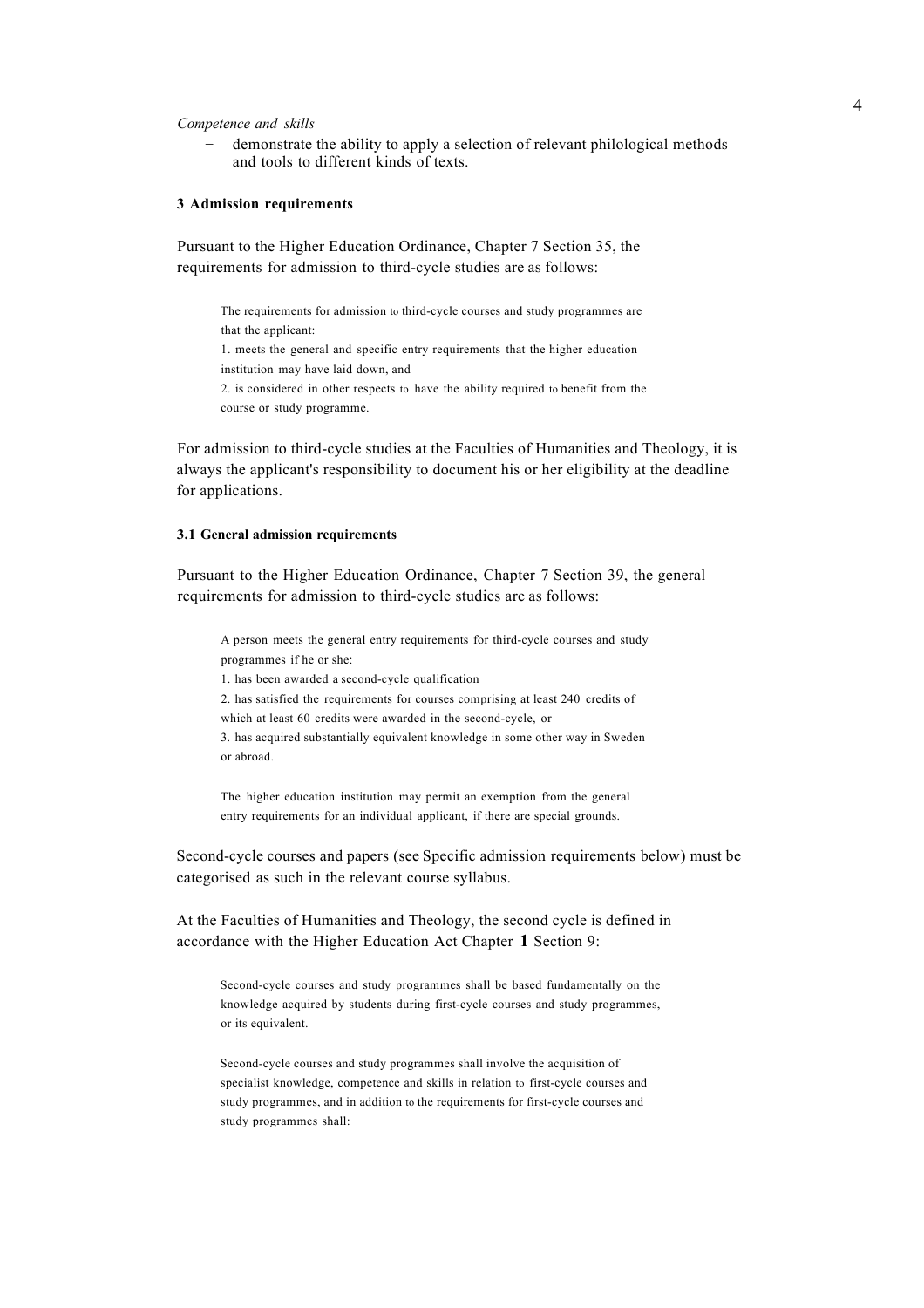*Competence and skills*

- demonstrate the ability to apply a selection of relevant philological methods and tools to different kinds of texts.

### 3 Admission requirements

Pursuant to the Higher Education Ordinance, Chapter 7 Section 35, the requirements for admission to third-cycle studies are as follows:

> The requirements for admission to third-cycle courses and study programmes are that the applicant:
> 1. meets the general and specific entry requirements that the higher education institution may have laid down, and
> 2. is considered in other respects to have the ability required to benefit from the course or study programme.

For admission to third-cycle studies at the Faculties of Humanities and Theology, it is always the applicant's responsibility to document his or her eligibility at the deadline for applications.

#### 3.1 General admission requirements

Pursuant to the Higher Education Ordinance, Chapter 7 Section 39, the general requirements for admission to third-cycle studies are as follows:

> A person meets the general entry requirements for third-cycle courses and study programmes if he or she:
> 1. has been awarded a second-cycle qualification
> 2. has satisfied the requirements for courses comprising at least 240 credits of which at least 60 credits were awarded in the second-cycle, or
> 3. has acquired substantially equivalent knowledge in some other way in Sweden or abroad.
>
> The higher education institution may permit an exemption from the general entry requirements for an individual applicant, if there are special grounds.

Second-cycle courses and papers (see Specific admission requirements below) must be categorised as such in the relevant course syllabus.

At the Faculties of Humanities and Theology, the second cycle is defined in accordance with the Higher Education Act Chapter **1** Section 9:

> Second-cycle courses and study programmes shall be based fundamentally on the knowledge acquired by students during first-cycle courses and study programmes, or its equivalent.
>
> Second-cycle courses and study programmes shall involve the acquisition of specialist knowledge, competence and skills in relation to first-cycle courses and study programmes, and in addition to the requirements for first-cycle courses and study programmes shall: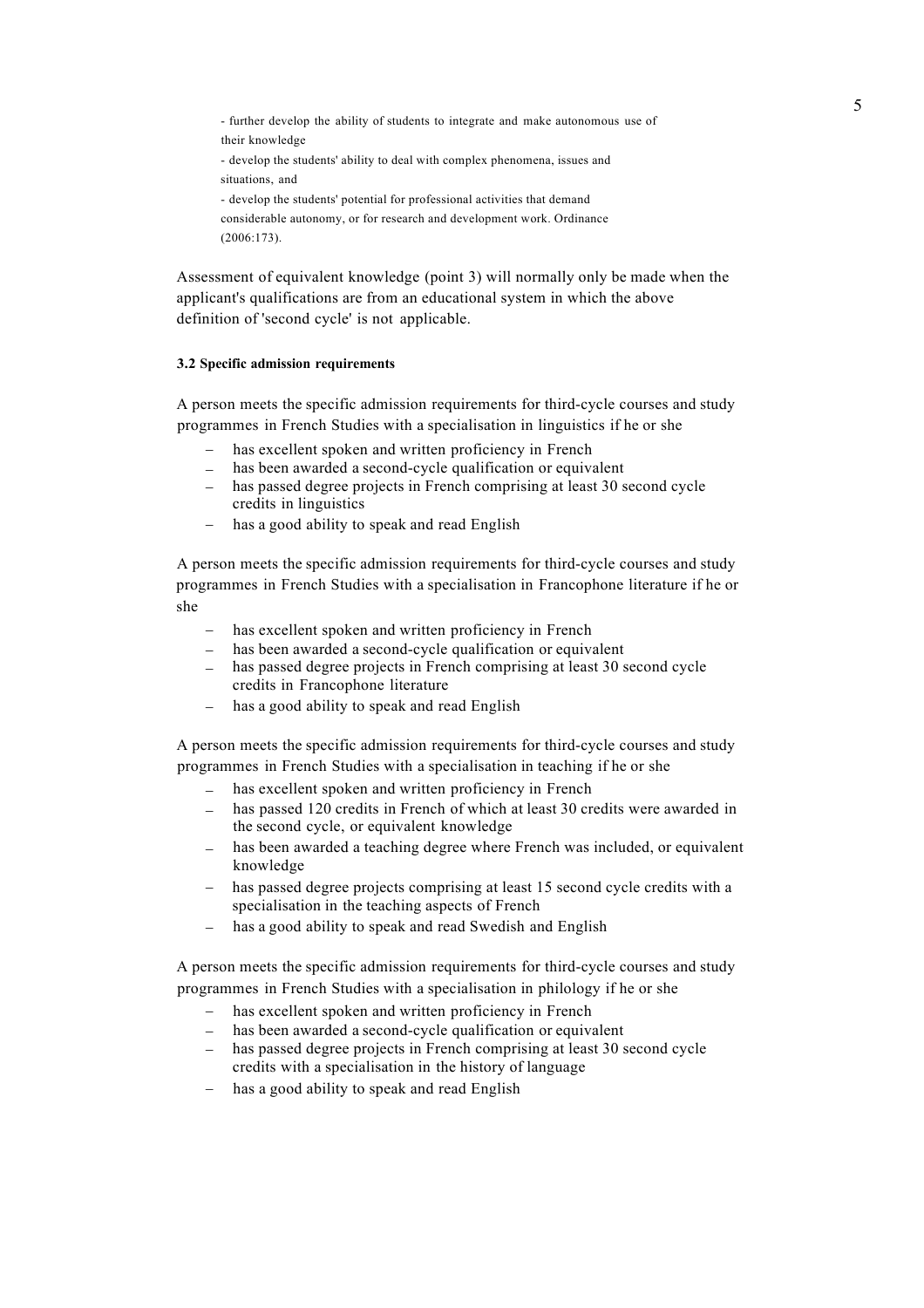- further develop the ability of students to integrate and make autonomous use of their knowledge
- develop the students' ability to deal with complex phenomena, issues and situations, and
- develop the students' potential for professional activities that demand considerable autonomy, or for research and development work. Ordinance (2006:173).

Assessment of equivalent knowledge (point 3) will normally only be made when the applicant's qualifications are from an educational system in which the above definition of 'second cycle' is not applicable.

#### 3.2 Specific admission requirements

A person meets the specific admission requirements for third-cycle courses and study programmes in French Studies with a specialisation in linguistics if he or she

- has excellent spoken and written proficiency in French
- has been awarded a second-cycle qualification or equivalent
- has passed degree projects in French comprising at least 30 second cycle credits in linguistics
- has a good ability to speak and read English

A person meets the specific admission requirements for third-cycle courses and study programmes in French Studies with a specialisation in Francophone literature if he or she

- has excellent spoken and written proficiency in French
- has been awarded a second-cycle qualification or equivalent
- has passed degree projects in French comprising at least 30 second cycle credits in Francophone literature
- has a good ability to speak and read English

A person meets the specific admission requirements for third-cycle courses and study programmes in French Studies with a specialisation in teaching if he or she

- has excellent spoken and written proficiency in French
- has passed 120 credits in French of which at least 30 credits were awarded in the second cycle, or equivalent knowledge
- has been awarded a teaching degree where French was included, or equivalent knowledge
- has passed degree projects comprising at least 15 second cycle credits with a specialisation in the teaching aspects of French
- has a good ability to speak and read Swedish and English

A person meets the specific admission requirements for third-cycle courses and study programmes in French Studies with a specialisation in philology if he or she

- has excellent spoken and written proficiency in French
- has been awarded a second-cycle qualification or equivalent
- has passed degree projects in French comprising at least 30 second cycle credits with a specialisation in the history of language
- has a good ability to speak and read English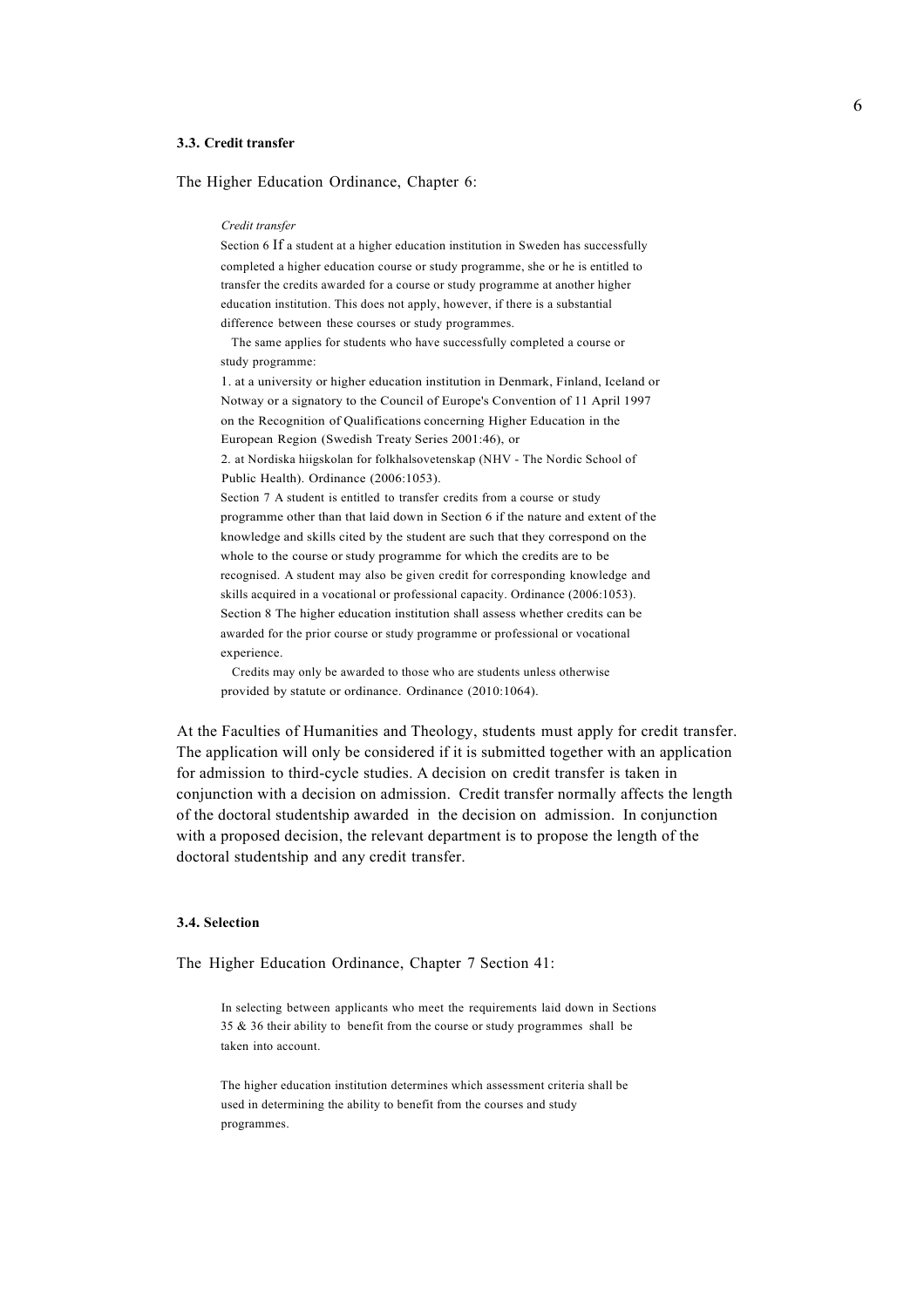### 3.3. Credit transfer

The Higher Education Ordinance, Chapter 6:

> *Credit transfer*
>
> Section 6 If a student at a higher education institution in Sweden has successfully completed a higher education course or study programme, she or he is entitled to transfer the credits awarded for a course or study programme at another higher education institution. This does not apply, however, if there is a substantial difference between these courses or study programmes.
>
> The same applies for students who have successfully completed a course or study programme:
>
> 1. at a university or higher education institution in Denmark, Finland, Iceland or Notway or a signatory to the Council of Europe's Convention of 11 April 1997 on the Recognition of Qualifications concerning Higher Education in the European Region (Swedish Treaty Series 2001:46), or
> 2. at Nordiska hiigskolan for folkhalsovetenskap (NHV - The Nordic School of Public Health). Ordinance (2006:1053).
>
> Section 7 A student is entitled to transfer credits from a course or study programme other than that laid down in Section 6 if the nature and extent of the knowledge and skills cited by the student are such that they correspond on the whole to the course or study programme for which the credits are to be recognised. A student may also be given credit for corresponding knowledge and skills acquired in a vocational or professional capacity. Ordinance (2006:1053).
>
> Section 8 The higher education institution shall assess whether credits can be awarded for the prior course or study programme or professional or vocational experience.
>
> Credits may only be awarded to those who are students unless otherwise provided by statute or ordinance. Ordinance (2010:1064).

At the Faculties of Humanities and Theology, students must apply for credit transfer. The application will only be considered if it is submitted together with an application for admission to third-cycle studies. A decision on credit transfer is taken in conjunction with a decision on admission. Credit transfer normally affects the length of the doctoral studentship awarded in the decision on admission. In conjunction with a proposed decision, the relevant department is to propose the length of the doctoral studentship and any credit transfer.

### 3.4. Selection

The Higher Education Ordinance, Chapter 7 Section 41:

> In selecting between applicants who meet the requirements laid down in Sections 35 & 36 their ability to benefit from the course or study programmes shall be taken into account.
>
> The higher education institution determines which assessment criteria shall be used in determining the ability to benefit from the courses and study programmes.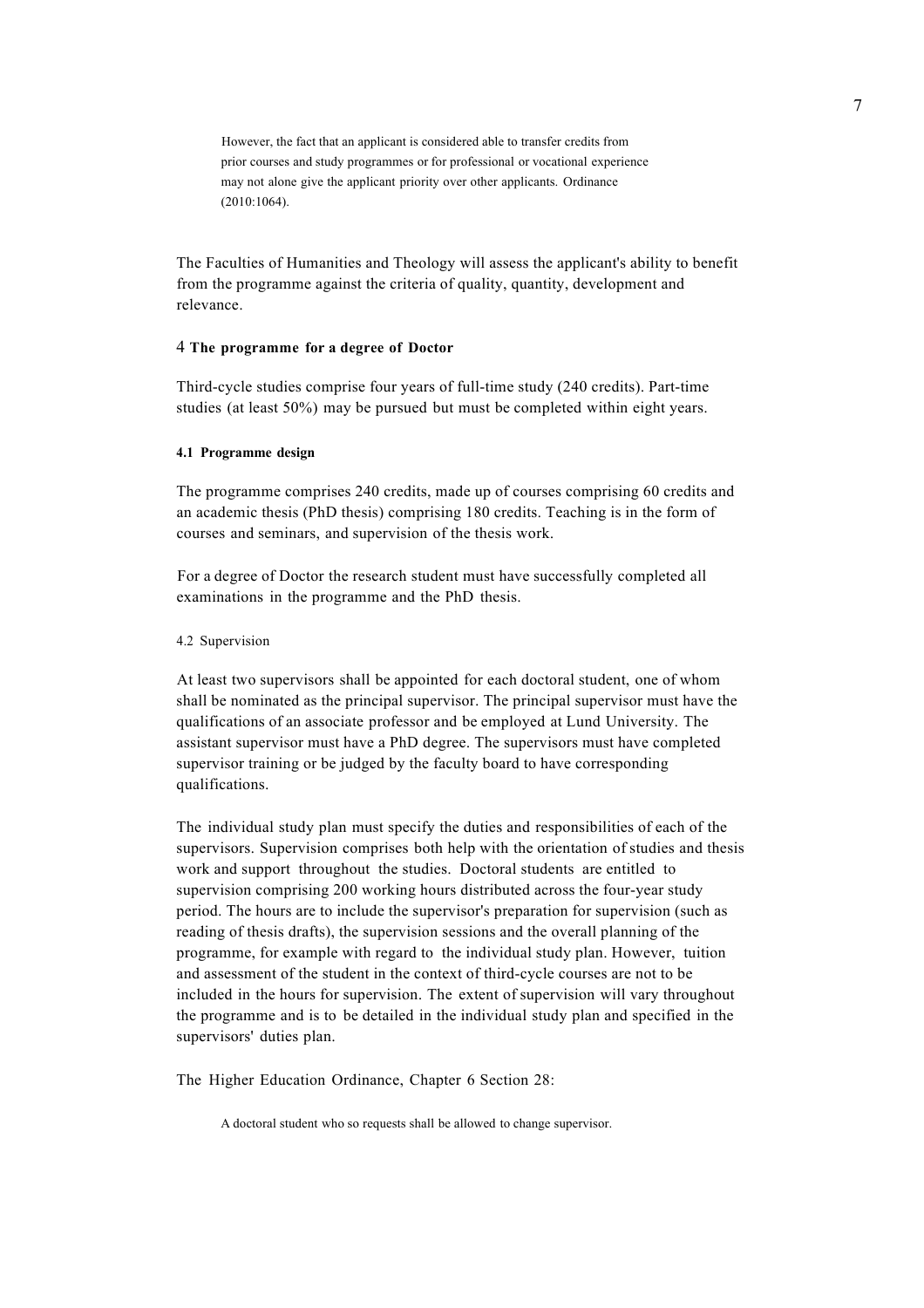> However, the fact that an applicant is considered able to transfer credits from prior courses and study programmes or for professional or vocational experience may not alone give the applicant priority over other applicants. Ordinance (2010:1064).

The Faculties of Humanities and Theology will assess the applicant's ability to benefit from the programme against the criteria of quality, quantity, development and relevance.

## 4 The programme for a degree of Doctor

Third-cycle studies comprise four years of full-time study (240 credits). Part-time studies (at least 50%) may be pursued but must be completed within eight years.

### 4.1 Programme design

The programme comprises 240 credits, made up of courses comprising 60 credits and an academic thesis (PhD thesis) comprising 180 credits. Teaching is in the form of courses and seminars, and supervision of the thesis work.

For a degree of Doctor the research student must have successfully completed all examinations in the programme and the PhD thesis.

### 4.2 Supervision

At least two supervisors shall be appointed for each doctoral student, one of whom shall be nominated as the principal supervisor. The principal supervisor must have the qualifications of an associate professor and be employed at Lund University. The assistant supervisor must have a PhD degree. The supervisors must have completed supervisor training or be judged by the faculty board to have corresponding qualifications.

The individual study plan must specify the duties and responsibilities of each of the supervisors. Supervision comprises both help with the orientation of studies and thesis work and support throughout the studies. Doctoral students are entitled to supervision comprising 200 working hours distributed across the four-year study period. The hours are to include the supervisor's preparation for supervision (such as reading of thesis drafts), the supervision sessions and the overall planning of the programme, for example with regard to the individual study plan. However, tuition and assessment of the student in the context of third-cycle courses are not to be included in the hours for supervision. The extent of supervision will vary throughout the programme and is to be detailed in the individual study plan and specified in the supervisors' duties plan.

The Higher Education Ordinance, Chapter 6 Section 28:

> A doctoral student who so requests shall be allowed to change supervisor.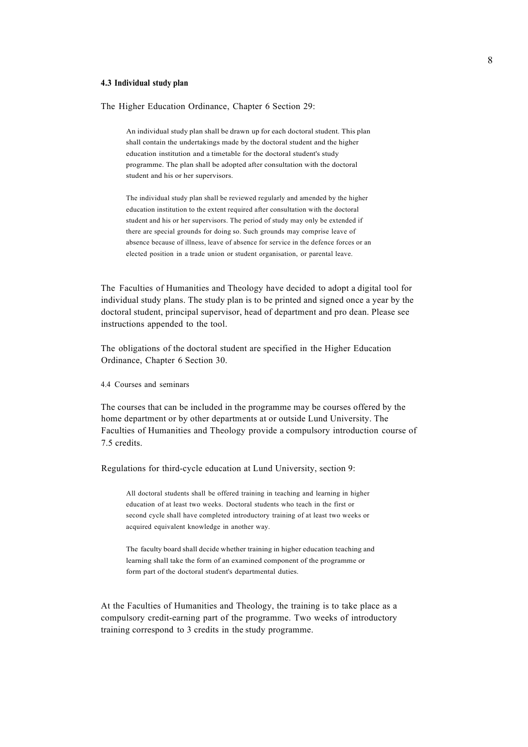### 4.3 Individual study plan

The Higher Education Ordinance, Chapter 6 Section 29:

> An individual study plan shall be drawn up for each doctoral student. This plan shall contain the undertakings made by the doctoral student and the higher education institution and a timetable for the doctoral student's study programme. The plan shall be adopted after consultation with the doctoral student and his or her supervisors.
>
> The individual study plan shall be reviewed regularly and amended by the higher education institution to the extent required after consultation with the doctoral student and his or her supervisors. The period of study may only be extended if there are special grounds for doing so. Such grounds may comprise leave of absence because of illness, leave of absence for service in the defence forces or an elected position in a trade union or student organisation, or parental leave.

The Faculties of Humanities and Theology have decided to adopt a digital tool for individual study plans. The study plan is to be printed and signed once a year by the doctoral student, principal supervisor, head of department and pro dean. Please see instructions appended to the tool.

The obligations of the doctoral student are specified in the Higher Education Ordinance, Chapter 6 Section 30.

### 4.4 Courses and seminars

The courses that can be included in the programme may be courses offered by the home department or by other departments at or outside Lund University. The Faculties of Humanities and Theology provide a compulsory introduction course of 7.5 credits.

Regulations for third-cycle education at Lund University, section 9:

> All doctoral students shall be offered training in teaching and learning in higher education of at least two weeks. Doctoral students who teach in the first or second cycle shall have completed introductory training of at least two weeks or acquired equivalent knowledge in another way.
>
> The faculty board shall decide whether training in higher education teaching and learning shall take the form of an examined component of the programme or form part of the doctoral student's departmental duties.

At the Faculties of Humanities and Theology, the training is to take place as a compulsory credit-earning part of the programme. Two weeks of introductory training correspond to 3 credits in the study programme.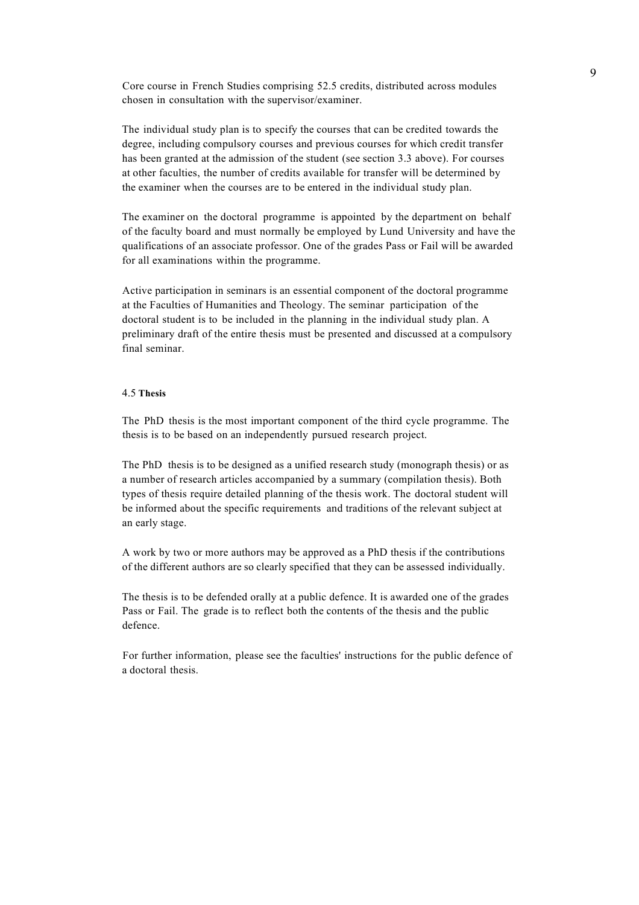Core course in French Studies comprising 52.5 credits, distributed across modules chosen in consultation with the supervisor/examiner.

The individual study plan is to specify the courses that can be credited towards the degree, including compulsory courses and previous courses for which credit transfer has been granted at the admission of the student (see section 3.3 above). For courses at other faculties, the number of credits available for transfer will be determined by the examiner when the courses are to be entered in the individual study plan.

The examiner on the doctoral programme is appointed by the department on behalf of the faculty board and must normally be employed by Lund University and have the qualifications of an associate professor. One of the grades Pass or Fail will be awarded for all examinations within the programme.

Active participation in seminars is an essential component of the doctoral programme at the Faculties of Humanities and Theology. The seminar participation of the doctoral student is to be included in the planning in the individual study plan. A preliminary draft of the entire thesis must be presented and discussed at a compulsory final seminar.

### 4.5 **Thesis**

The PhD thesis is the most important component of the third cycle programme. The thesis is to be based on an independently pursued research project.

The PhD thesis is to be designed as a unified research study (monograph thesis) or as a number of research articles accompanied by a summary (compilation thesis). Both types of thesis require detailed planning of the thesis work. The doctoral student will be informed about the specific requirements and traditions of the relevant subject at an early stage.

A work by two or more authors may be approved as a PhD thesis if the contributions of the different authors are so clearly specified that they can be assessed individually.

The thesis is to be defended orally at a public defence. It is awarded one of the grades Pass or Fail. The grade is to reflect both the contents of the thesis and the public defence.

For further information, please see the faculties' instructions for the public defence of a doctoral thesis.